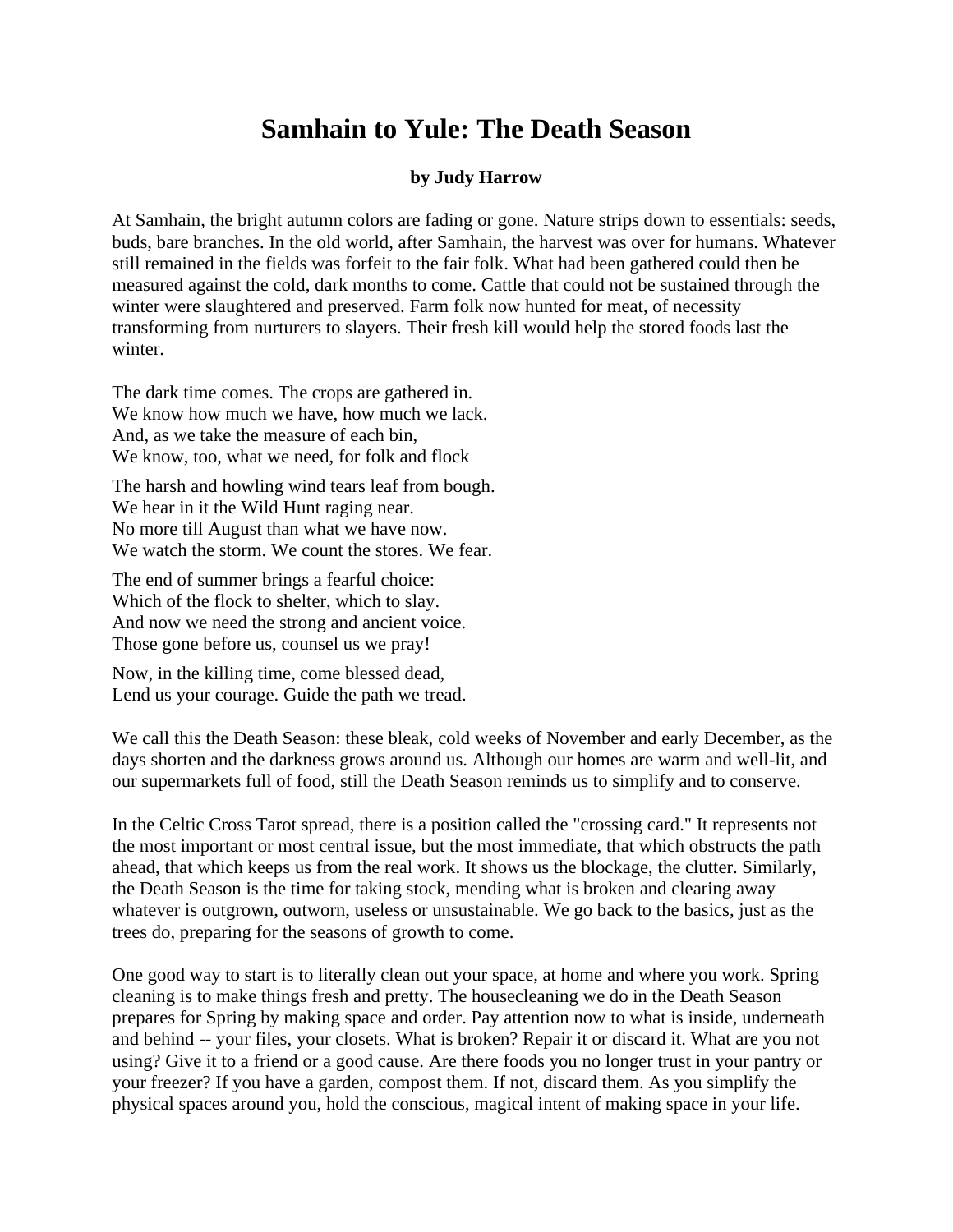# Samhain to Yule: The Death Season

**by Judy Harrow**

At Samhain, the bright autumn colors are fading or gone. Nature strips down to essentials: seeds, buds, bare branches. In the old world, after Samhain, the harvest was over for humans. Whatever still remained in the fields was forfeit to the fair folk. What had been gathered could then be measured against the cold, dark months to come. Cattle that could not be sustained through the winter were slaughtered and preserved. Farm folk now hunted for meat, of necessity transforming from nurturers to slayers. Their fresh kill would help the stored foods last the winter.

The dark time comes. The crops are gathered in.
We know how much we have, how much we lack.
And, as we take the measure of each bin,
We know, too, what we need, for folk and flock

The harsh and howling wind tears leaf from bough.
We hear in it the Wild Hunt raging near.
No more till August than what we have now.
We watch the storm. We count the stores. We fear.

The end of summer brings a fearful choice:
Which of the flock to shelter, which to slay.
And now we need the strong and ancient voice.
Those gone before us, counsel us we pray!

Now, in the killing time, come blessed dead,
Lend us your courage. Guide the path we tread.

We call this the Death Season: these bleak, cold weeks of November and early December, as the days shorten and the darkness grows around us. Although our homes are warm and well-lit, and our supermarkets full of food, still the Death Season reminds us to simplify and to conserve.

In the Celtic Cross Tarot spread, there is a position called the "crossing card." It represents not the most important or most central issue, but the most immediate, that which obstructs the path ahead, that which keeps us from the real work. It shows us the blockage, the clutter. Similarly, the Death Season is the time for taking stock, mending what is broken and clearing away whatever is outgrown, outworn, useless or unsustainable. We go back to the basics, just as the trees do, preparing for the seasons of growth to come.

One good way to start is to literally clean out your space, at home and where you work. Spring cleaning is to make things fresh and pretty. The housecleaning we do in the Death Season prepares for Spring by making space and order. Pay attention now to what is inside, underneath and behind -- your files, your closets. What is broken? Repair it or discard it. What are you not using? Give it to a friend or a good cause. Are there foods you no longer trust in your pantry or your freezer? If you have a garden, compost them. If not, discard them. As you simplify the physical spaces around you, hold the conscious, magical intent of making space in your life.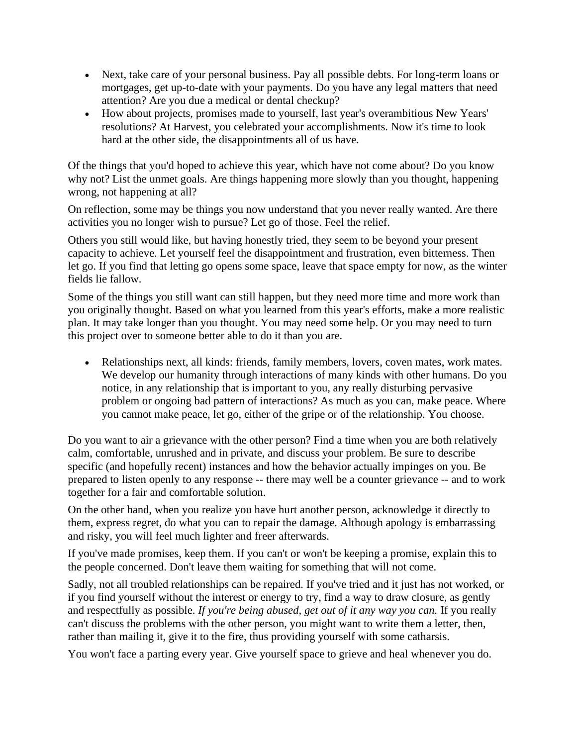- Next, take care of your personal business. Pay all possible debts. For long-term loans or mortgages, get up-to-date with your payments. Do you have any legal matters that need attention? Are you due a medical or dental checkup?
- How about projects, promises made to yourself, last year's overambitious New Years' resolutions? At Harvest, you celebrated your accomplishments. Now it's time to look hard at the other side, the disappointments all of us have.

Of the things that you'd hoped to achieve this year, which have not come about? Do you know why not? List the unmet goals. Are things happening more slowly than you thought, happening wrong, not happening at all?

On reflection, some may be things you now understand that you never really wanted. Are there activities you no longer wish to pursue? Let go of those. Feel the relief.

Others you still would like, but having honestly tried, they seem to be beyond your present capacity to achieve. Let yourself feel the disappointment and frustration, even bitterness. Then let go. If you find that letting go opens some space, leave that space empty for now, as the winter fields lie fallow.

Some of the things you still want can still happen, but they need more time and more work than you originally thought. Based on what you learned from this year's efforts, make a more realistic plan. It may take longer than you thought. You may need some help. Or you may need to turn this project over to someone better able to do it than you are.

- Relationships next, all kinds: friends, family members, lovers, coven mates, work mates. We develop our humanity through interactions of many kinds with other humans. Do you notice, in any relationship that is important to you, any really disturbing pervasive problem or ongoing bad pattern of interactions? As much as you can, make peace. Where you cannot make peace, let go, either of the gripe or of the relationship. You choose.

Do you want to air a grievance with the other person? Find a time when you are both relatively calm, comfortable, unrushed and in private, and discuss your problem. Be sure to describe specific (and hopefully recent) instances and how the behavior actually impinges on you. Be prepared to listen openly to any response -- there may well be a counter grievance -- and to work together for a fair and comfortable solution.

On the other hand, when you realize you have hurt another person, acknowledge it directly to them, express regret, do what you can to repair the damage. Although apology is embarrassing and risky, you will feel much lighter and freer afterwards.

If you've made promises, keep them. If you can't or won't be keeping a promise, explain this to the people concerned. Don't leave them waiting for something that will not come.

Sadly, not all troubled relationships can be repaired. If you've tried and it just has not worked, or if you find yourself without the interest or energy to try, find a way to draw closure, as gently and respectfully as possible. *If you're being abused, get out of it any way you can.* If you really can't discuss the problems with the other person, you might want to write them a letter, then, rather than mailing it, give it to the fire, thus providing yourself with some catharsis.

You won't face a parting every year. Give yourself space to grieve and heal whenever you do.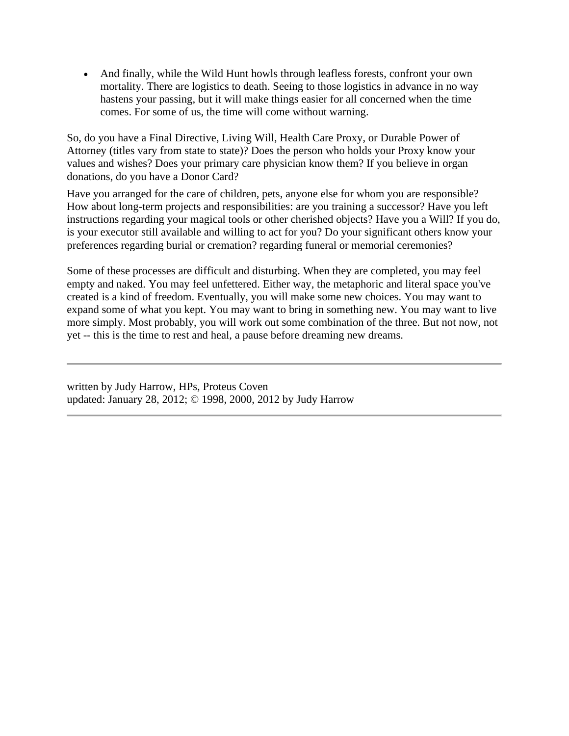- And finally, while the Wild Hunt howls through leafless forests, confront your own mortality. There are logistics to death. Seeing to those logistics in advance in no way hastens your passing, but it will make things easier for all concerned when the time comes. For some of us, the time will come without warning.

So, do you have a Final Directive, Living Will, Health Care Proxy, or Durable Power of Attorney (titles vary from state to state)? Does the person who holds your Proxy know your values and wishes? Does your primary care physician know them? If you believe in organ donations, do you have a Donor Card?

Have you arranged for the care of children, pets, anyone else for whom you are responsible? How about long-term projects and responsibilities: are you training a successor? Have you left instructions regarding your magical tools or other cherished objects? Have you a Will? If you do, is your executor still available and willing to act for you? Do your significant others know your preferences regarding burial or cremation? regarding funeral or memorial ceremonies?

Some of these processes are difficult and disturbing. When they are completed, you may feel empty and naked. You may feel unfettered. Either way, the metaphoric and literal space you've created is a kind of freedom. Eventually, you will make some new choices. You may want to expand some of what you kept. You may want to bring in something new. You may want to live more simply. Most probably, you will work out some combination of the three. But not now, not yet -- this is the time to rest and heal, a pause before dreaming new dreams.

---

written by Judy Harrow, HPs, Proteus Coven
updated: January 28, 2012; © 1998, 2000, 2012 by Judy Harrow

---